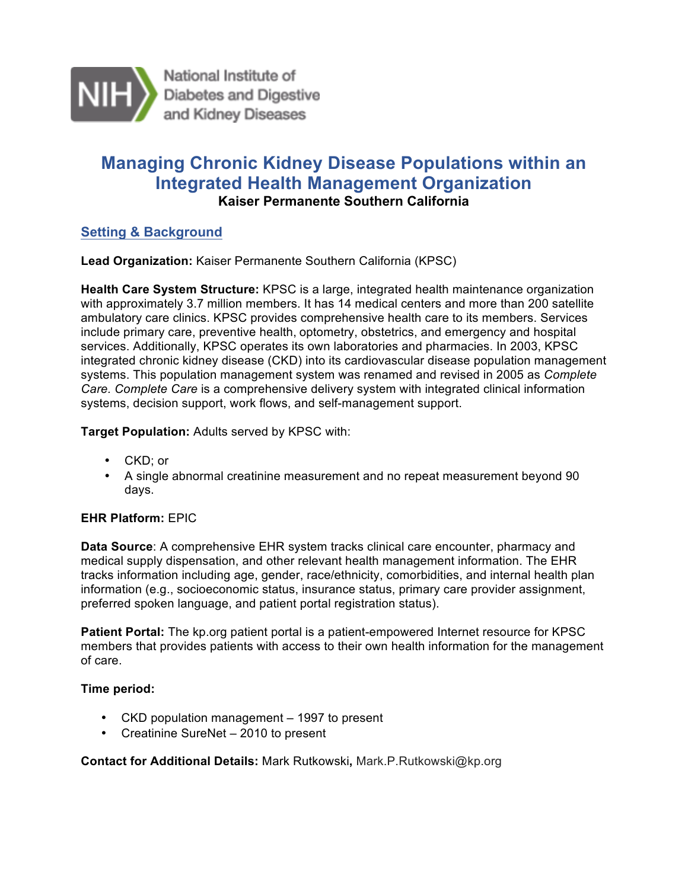National Institute of Diabetes and Digestive and Kidney Diseases

# Managing Chronic Kidney Disease Populations within an Integrated Health Management Organization

**Kaiser Permanente Southern California**

## Setting & Background

**Lead Organization:** Kaiser Permanente Southern California (KPSC)

**Health Care System Structure:** KPSC is a large, integrated health maintenance organization with approximately 3.7 million members. It has 14 medical centers and more than 200 satellite ambulatory care clinics. KPSC provides comprehensive health care to its members. Services include primary care, preventive health, optometry, obstetrics, and emergency and hospital services. Additionally, KPSC operates its own laboratories and pharmacies. In 2003, KPSC integrated chronic kidney disease (CKD) into its cardiovascular disease population management systems. This population management system was renamed and revised in 2005 as *Complete Care. Complete Care* is a comprehensive delivery system with integrated clinical information systems, decision support, work flows, and self-management support.

**Target Population:** Adults served by KPSC with:

- CKD; or
- A single abnormal creatinine measurement and no repeat measurement beyond 90 days.

**EHR Platform:** EPIC

**Data Source**: A comprehensive EHR system tracks clinical care encounter, pharmacy and medical supply dispensation, and other relevant health management information. The EHR tracks information including age, gender, race/ethnicity, comorbidities, and internal health plan information (e.g., socioeconomic status, insurance status, primary care provider assignment, preferred spoken language, and patient portal registration status).

**Patient Portal:** The kp.org patient portal is a patient-empowered Internet resource for KPSC members that provides patients with access to their own health information for the management of care.

**Time period:**

- CKD population management – 1997 to present
- Creatinine SureNet – 2010 to present

**Contact for Additional Details:** Mark Rutkowski**,** Mark.P.Rutkowski@kp.org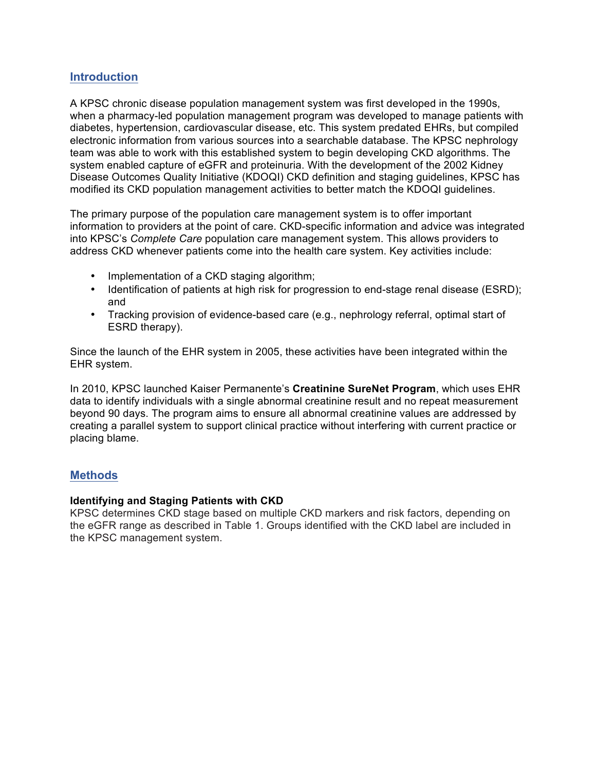## Introduction

A KPSC chronic disease population management system was first developed in the 1990s, when a pharmacy-led population management program was developed to manage patients with diabetes, hypertension, cardiovascular disease, etc. This system predated EHRs, but compiled electronic information from various sources into a searchable database. The KPSC nephrology team was able to work with this established system to begin developing CKD algorithms. The system enabled capture of eGFR and proteinuria. With the development of the 2002 Kidney Disease Outcomes Quality Initiative (KDOQI) CKD definition and staging guidelines, KPSC has modified its CKD population management activities to better match the KDOQI guidelines.

The primary purpose of the population care management system is to offer important information to providers at the point of care. CKD-specific information and advice was integrated into KPSC's *Complete Care* population care management system. This allows providers to address CKD whenever patients come into the health care system. Key activities include:

- Implementation of a CKD staging algorithm;
- Identification of patients at high risk for progression to end-stage renal disease (ESRD); and
- Tracking provision of evidence-based care (e.g., nephrology referral, optimal start of ESRD therapy).

Since the launch of the EHR system in 2005, these activities have been integrated within the EHR system.

In 2010, KPSC launched Kaiser Permanente's **Creatinine SureNet Program**, which uses EHR data to identify individuals with a single abnormal creatinine result and no repeat measurement beyond 90 days. The program aims to ensure all abnormal creatinine values are addressed by creating a parallel system to support clinical practice without interfering with current practice or placing blame.

## Methods

**Identifying and Staging Patients with CKD**
KPSC determines CKD stage based on multiple CKD markers and risk factors, depending on the eGFR range as described in Table 1. Groups identified with the CKD label are included in the KPSC management system.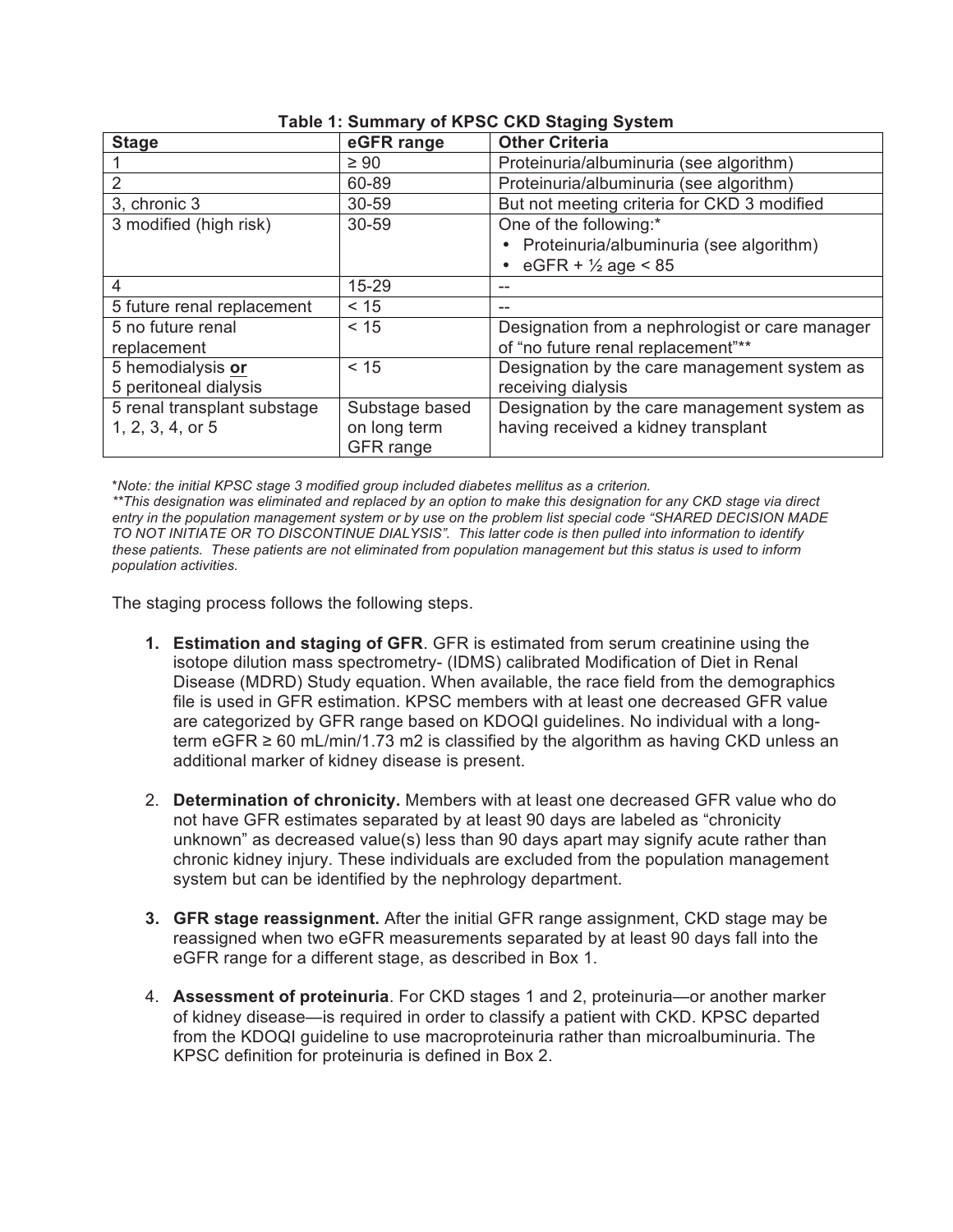**Table 1: Summary of KPSC CKD Staging System**

| Stage | eGFR range | Other Criteria |
|---|---|---|
| 1 | ≥ 90 | Proteinuria/albuminuria (see algorithm) |
| 2 | 60-89 | Proteinuria/albuminuria (see algorithm) |
| 3, chronic 3 | 30-59 | But not meeting criteria for CKD 3 modified |
| 3 modified (high risk) | 30-59 | One of the following:* • Proteinuria/albuminuria (see algorithm) • eGFR + ½ age < 85 |
| 4 | 15-29 | -- |
| 5 future renal replacement | < 15 | -- |
| 5 no future renal replacement | < 15 | Designation from a nephrologist or care manager of "no future renal replacement"** |
| 5 hemodialysis **or** 5 peritoneal dialysis | < 15 | Designation by the care management system as receiving dialysis |
| 5 renal transplant substage 1, 2, 3, 4, or 5 | Substage based on long term GFR range | Designation by the care management system as having received a kidney transplant |

*\*Note: the initial KPSC stage 3 modified group included diabetes mellitus as a criterion.*
*\*\*This designation was eliminated and replaced by an option to make this designation for any CKD stage via direct entry in the population management system or by use on the problem list special code "SHARED DECISION MADE TO NOT INITIATE OR TO DISCONTINUE DIALYSIS". This latter code is then pulled into information to identify these patients. These patients are not eliminated from population management but this status is used to inform population activities.*

The staging process follows the following steps.

1. **Estimation and staging of GFR**. GFR is estimated from serum creatinine using the isotope dilution mass spectrometry- (IDMS) calibrated Modification of Diet in Renal Disease (MDRD) Study equation. When available, the race field from the demographics file is used in GFR estimation. KPSC members with at least one decreased GFR value are categorized by GFR range based on KDOQI guidelines. No individual with a long-term eGFR ≥ 60 mL/min/1.73 m2 is classified by the algorithm as having CKD unless an additional marker of kidney disease is present.

2. **Determination of chronicity.** Members with at least one decreased GFR value who do not have GFR estimates separated by at least 90 days are labeled as "chronicity unknown" as decreased value(s) less than 90 days apart may signify acute rather than chronic kidney injury. These individuals are excluded from the population management system but can be identified by the nephrology department.

3. **GFR stage reassignment.** After the initial GFR range assignment, CKD stage may be reassigned when two eGFR measurements separated by at least 90 days fall into the eGFR range for a different stage, as described in Box 1.

4. **Assessment of proteinuria**. For CKD stages 1 and 2, proteinuria—or another marker of kidney disease—is required in order to classify a patient with CKD. KPSC departed from the KDOQI guideline to use macroproteinuria rather than microalbuminuria. The KPSC definition for proteinuria is defined in Box 2.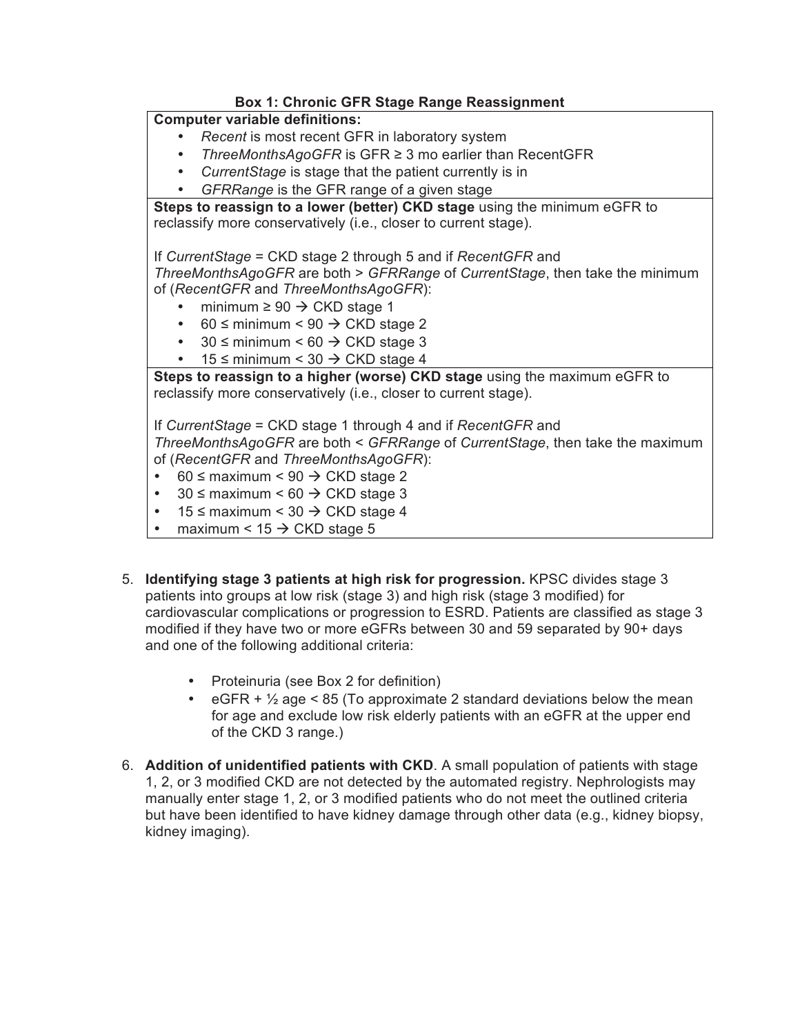**Box 1: Chronic GFR Stage Range Reassignment**

**Computer variable definitions:**

- *Recent* is most recent GFR in laboratory system
- *ThreeMonthsAgoGFR* is GFR ≥ 3 mo earlier than RecentGFR
- *CurrentStage* is stage that the patient currently is in
- *GFRRange* is the GFR range of a given stage

**Steps to reassign to a lower (better) CKD stage** using the minimum eGFR to reclassify more conservatively (i.e., closer to current stage).

If *CurrentStage* = CKD stage 2 through 5 and if *RecentGFR* and *ThreeMonthsAgoGFR* are both > *GFRRange* of *CurrentStage*, then take the minimum of (*RecentGFR* and *ThreeMonthsAgoGFR*):

- minimum ≥ 90 → CKD stage 1
- 60 ≤ minimum < 90 → CKD stage 2
- 30 ≤ minimum < 60 → CKD stage 3
- 15 ≤ minimum < 30 → CKD stage 4

**Steps to reassign to a higher (worse) CKD stage** using the maximum eGFR to reclassify more conservatively (i.e., closer to current stage).

If *CurrentStage* = CKD stage 1 through 4 and if *RecentGFR* and *ThreeMonthsAgoGFR* are both < *GFRRange* of *CurrentStage*, then take the maximum of (*RecentGFR* and *ThreeMonthsAgoGFR*):

- 60 ≤ maximum < 90 → CKD stage 2
- 30 ≤ maximum < 60 → CKD stage 3
- 15 ≤ maximum < 30 → CKD stage 4
- maximum < 15 → CKD stage 5

5. **Identifying stage 3 patients at high risk for progression.** KPSC divides stage 3 patients into groups at low risk (stage 3) and high risk (stage 3 modified) for cardiovascular complications or progression to ESRD. Patients are classified as stage 3 modified if they have two or more eGFRs between 30 and 59 separated by 90+ days and one of the following additional criteria:

    - Proteinuria (see Box 2 for definition)
    - eGFR + ½ age < 85 (To approximate 2 standard deviations below the mean for age and exclude low risk elderly patients with an eGFR at the upper end of the CKD 3 range.)

6. **Addition of unidentified patients with CKD**. A small population of patients with stage 1, 2, or 3 modified CKD are not detected by the automated registry. Nephrologists may manually enter stage 1, 2, or 3 modified patients who do not meet the outlined criteria but have been identified to have kidney damage through other data (e.g., kidney biopsy, kidney imaging).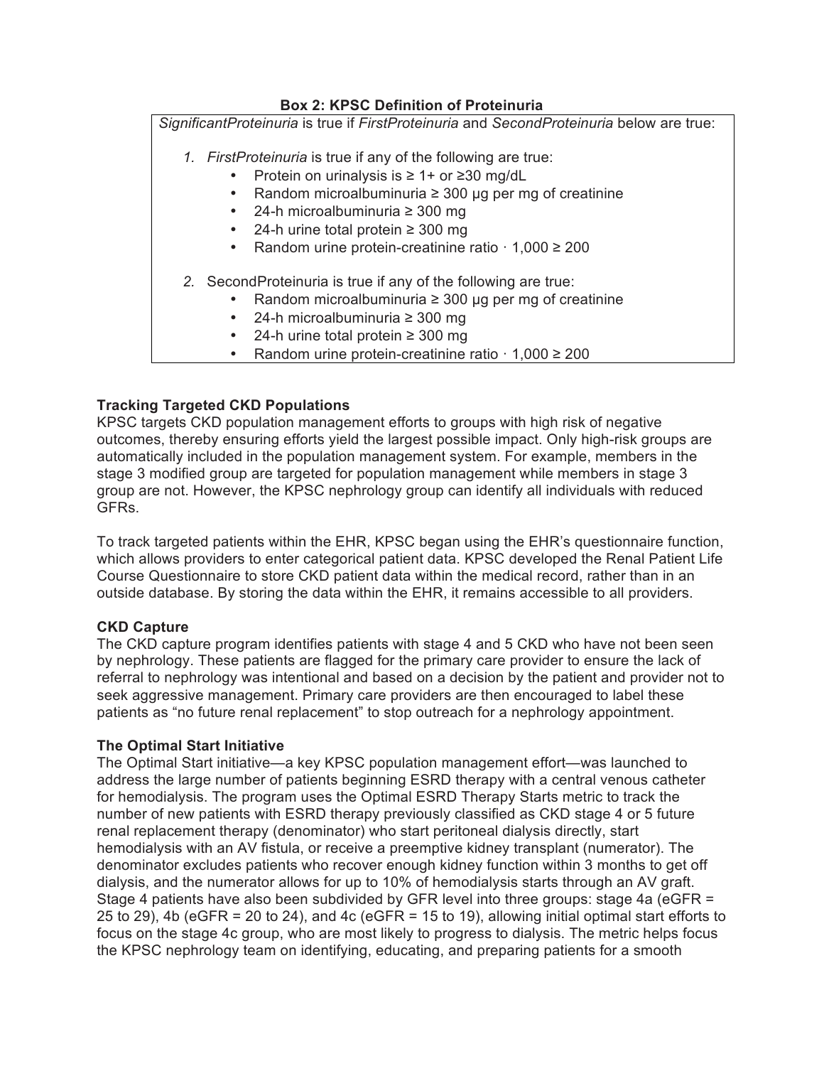**Box 2: KPSC Definition of Proteinuria**

*SignificantProteinuria* is true if *FirstProteinuria* and *SecondProteinuria* below are true:

1. *FirstProteinuria* is true if any of the following are true:
   - Protein on urinalysis is ≥ 1+ or ≥30 mg/dL
   - Random microalbuminuria ≥ 300 μg per mg of creatinine
   - 24-h microalbuminuria ≥ 300 mg
   - 24-h urine total protein ≥ 300 mg
   - Random urine protein-creatinine ratio · 1,000 ≥ 200

2. SecondProteinuria is true if any of the following are true:
   - Random microalbuminuria ≥ 300 μg per mg of creatinine
   - 24-h microalbuminuria ≥ 300 mg
   - 24-h urine total protein ≥ 300 mg
   - Random urine protein-creatinine ratio · 1,000 ≥ 200

## Tracking Targeted CKD Populations

KPSC targets CKD population management efforts to groups with high risk of negative outcomes, thereby ensuring efforts yield the largest possible impact. Only high-risk groups are automatically included in the population management system. For example, members in the stage 3 modified group are targeted for population management while members in stage 3 group are not. However, the KPSC nephrology group can identify all individuals with reduced GFRs.

To track targeted patients within the EHR, KPSC began using the EHR's questionnaire function, which allows providers to enter categorical patient data. KPSC developed the Renal Patient Life Course Questionnaire to store CKD patient data within the medical record, rather than in an outside database. By storing the data within the EHR, it remains accessible to all providers.

## CKD Capture

The CKD capture program identifies patients with stage 4 and 5 CKD who have not been seen by nephrology. These patients are flagged for the primary care provider to ensure the lack of referral to nephrology was intentional and based on a decision by the patient and provider not to seek aggressive management. Primary care providers are then encouraged to label these patients as "no future renal replacement" to stop outreach for a nephrology appointment.

## The Optimal Start Initiative

The Optimal Start initiative—a key KPSC population management effort—was launched to address the large number of patients beginning ESRD therapy with a central venous catheter for hemodialysis. The program uses the Optimal ESRD Therapy Starts metric to track the number of new patients with ESRD therapy previously classified as CKD stage 4 or 5 future renal replacement therapy (denominator) who start peritoneal dialysis directly, start hemodialysis with an AV fistula, or receive a preemptive kidney transplant (numerator). The denominator excludes patients who recover enough kidney function within 3 months to get off dialysis, and the numerator allows for up to 10% of hemodialysis starts through an AV graft. Stage 4 patients have also been subdivided by GFR level into three groups: stage 4a (eGFR = 25 to 29), 4b (eGFR = 20 to 24), and 4c (eGFR = 15 to 19), allowing initial optimal start efforts to focus on the stage 4c group, who are most likely to progress to dialysis. The metric helps focus the KPSC nephrology team on identifying, educating, and preparing patients for a smooth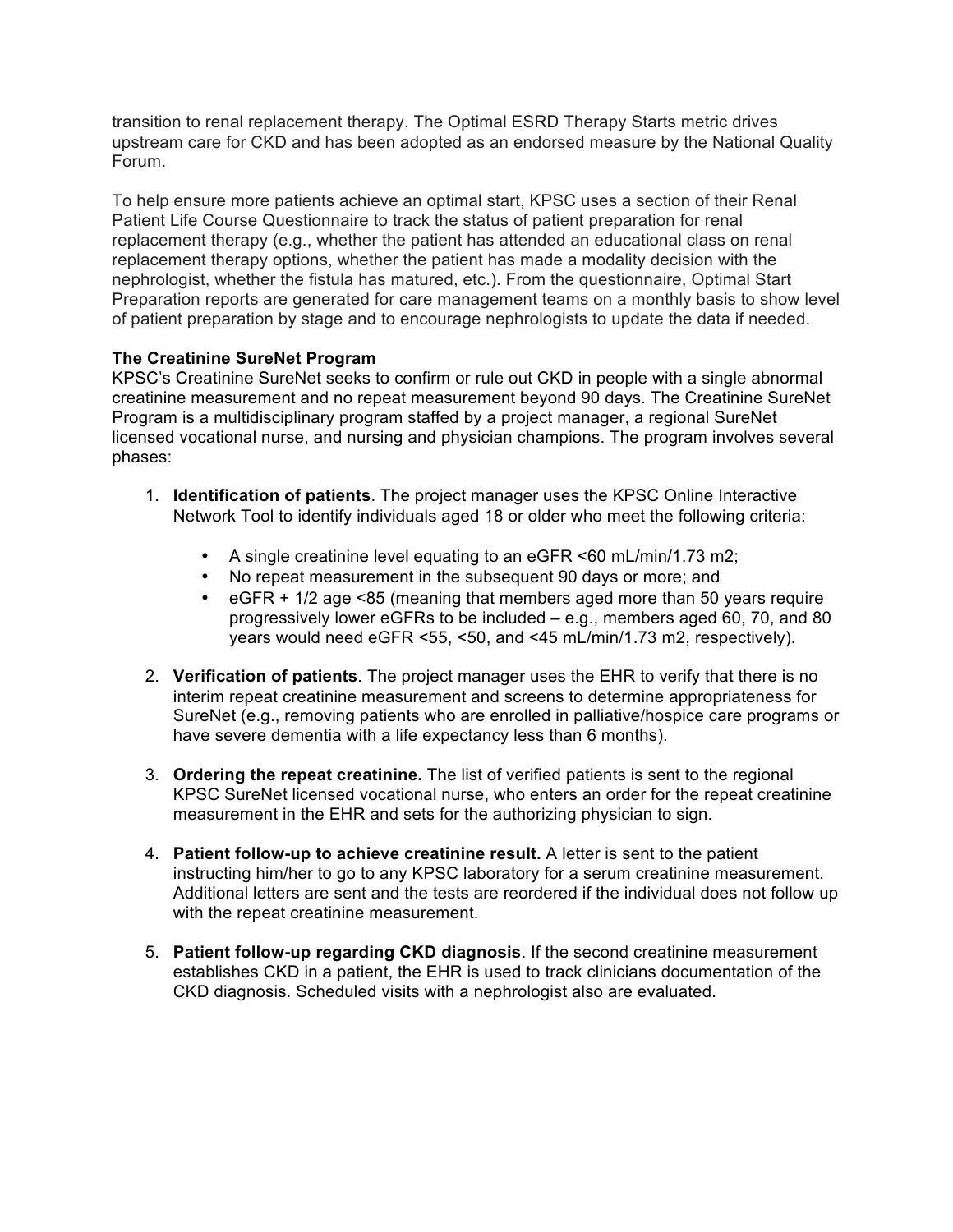transition to renal replacement therapy. The Optimal ESRD Therapy Starts metric drives upstream care for CKD and has been adopted as an endorsed measure by the National Quality Forum.

To help ensure more patients achieve an optimal start, KPSC uses a section of their Renal Patient Life Course Questionnaire to track the status of patient preparation for renal replacement therapy (e.g., whether the patient has attended an educational class on renal replacement therapy options, whether the patient has made a modality decision with the nephrologist, whether the fistula has matured, etc.). From the questionnaire, Optimal Start Preparation reports are generated for care management teams on a monthly basis to show level of patient preparation by stage and to encourage nephrologists to update the data if needed.

**The Creatinine SureNet Program**

KPSC's Creatinine SureNet seeks to confirm or rule out CKD in people with a single abnormal creatinine measurement and no repeat measurement beyond 90 days. The Creatinine SureNet Program is a multidisciplinary program staffed by a project manager, a regional SureNet licensed vocational nurse, and nursing and physician champions. The program involves several phases:

1. **Identification of patients**. The project manager uses the KPSC Online Interactive Network Tool to identify individuals aged 18 or older who meet the following criteria:
   - A single creatinine level equating to an eGFR <60 mL/min/1.73 m2;
   - No repeat measurement in the subsequent 90 days or more; and
   - eGFR + 1/2 age <85 (meaning that members aged more than 50 years require progressively lower eGFRs to be included – e.g., members aged 60, 70, and 80 years would need eGFR <55, <50, and <45 mL/min/1.73 m2, respectively).

2. **Verification of patients**. The project manager uses the EHR to verify that there is no interim repeat creatinine measurement and screens to determine appropriateness for SureNet (e.g., removing patients who are enrolled in palliative/hospice care programs or have severe dementia with a life expectancy less than 6 months).

3. **Ordering the repeat creatinine.** The list of verified patients is sent to the regional KPSC SureNet licensed vocational nurse, who enters an order for the repeat creatinine measurement in the EHR and sets for the authorizing physician to sign.

4. **Patient follow-up to achieve creatinine result.** A letter is sent to the patient instructing him/her to go to any KPSC laboratory for a serum creatinine measurement. Additional letters are sent and the tests are reordered if the individual does not follow up with the repeat creatinine measurement.

5. **Patient follow-up regarding CKD diagnosis**. If the second creatinine measurement establishes CKD in a patient, the EHR is used to track clinicians documentation of the CKD diagnosis. Scheduled visits with a nephrologist also are evaluated.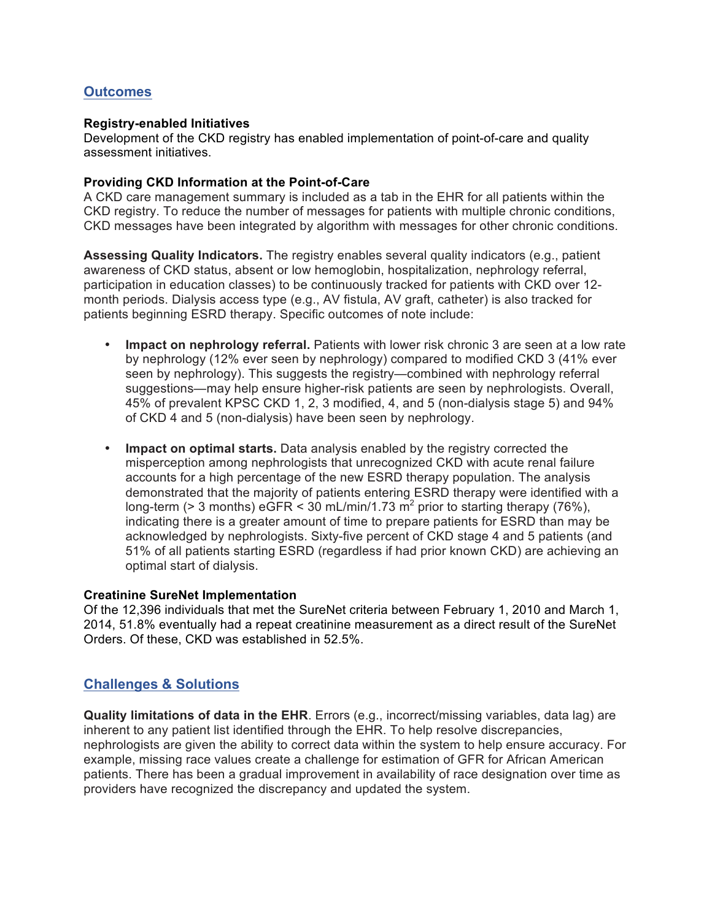## Outcomes

**Registry-enabled Initiatives**
Development of the CKD registry has enabled implementation of point-of-care and quality assessment initiatives.

**Providing CKD Information at the Point-of-Care**
A CKD care management summary is included as a tab in the EHR for all patients within the CKD registry. To reduce the number of messages for patients with multiple chronic conditions, CKD messages have been integrated by algorithm with messages for other chronic conditions.

**Assessing Quality Indicators.** The registry enables several quality indicators (e.g., patient awareness of CKD status, absent or low hemoglobin, hospitalization, nephrology referral, participation in education classes) to be continuously tracked for patients with CKD over 12-month periods. Dialysis access type (e.g., AV fistula, AV graft, catheter) is also tracked for patients beginning ESRD therapy. Specific outcomes of note include:

- **Impact on nephrology referral.** Patients with lower risk chronic 3 are seen at a low rate by nephrology (12% ever seen by nephrology) compared to modified CKD 3 (41% ever seen by nephrology). This suggests the registry—combined with nephrology referral suggestions—may help ensure higher-risk patients are seen by nephrologists. Overall, 45% of prevalent KPSC CKD 1, 2, 3 modified, 4, and 5 (non-dialysis stage 5) and 94% of CKD 4 and 5 (non-dialysis) have been seen by nephrology.
- **Impact on optimal starts.** Data analysis enabled by the registry corrected the misperception among nephrologists that unrecognized CKD with acute renal failure accounts for a high percentage of the new ESRD therapy population. The analysis demonstrated that the majority of patients entering ESRD therapy were identified with a long-term (> 3 months) eGFR < 30 mL/min/1.73 $m^2$ prior to starting therapy (76%), indicating there is a greater amount of time to prepare patients for ESRD than may be acknowledged by nephrologists. Sixty-five percent of CKD stage 4 and 5 patients (and 51% of all patients starting ESRD (regardless if had prior known CKD) are achieving an optimal start of dialysis.

**Creatinine SureNet Implementation**
Of the 12,396 individuals that met the SureNet criteria between February 1, 2010 and March 1, 2014, 51.8% eventually had a repeat creatinine measurement as a direct result of the SureNet Orders. Of these, CKD was established in 52.5%.

## Challenges & Solutions

**Quality limitations of data in the EHR**. Errors (e.g., incorrect/missing variables, data lag) are inherent to any patient list identified through the EHR. To help resolve discrepancies, nephrologists are given the ability to correct data within the system to help ensure accuracy. For example, missing race values create a challenge for estimation of GFR for African American patients. There has been a gradual improvement in availability of race designation over time as providers have recognized the discrepancy and updated the system.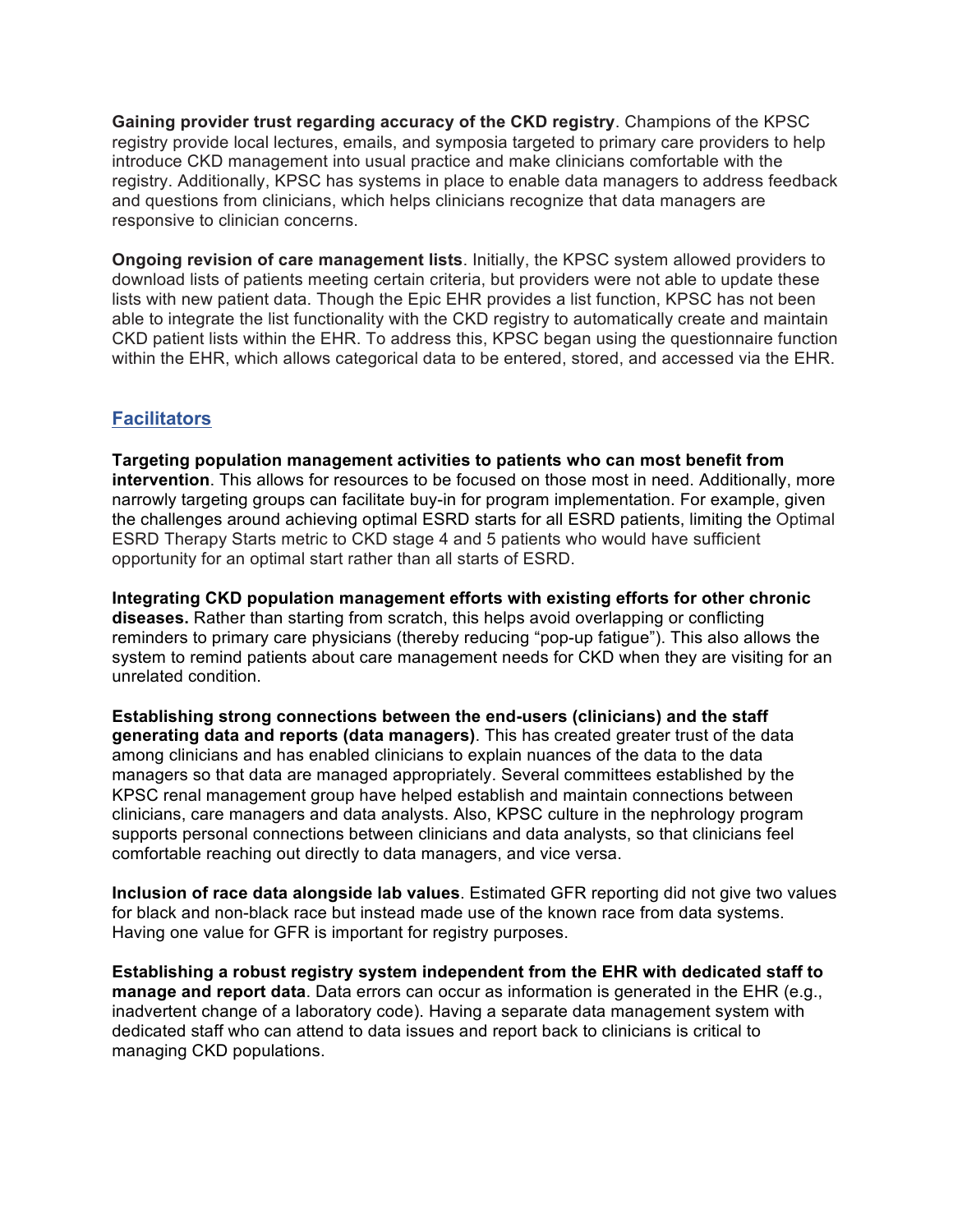**Gaining provider trust regarding accuracy of the CKD registry**. Champions of the KPSC registry provide local lectures, emails, and symposia targeted to primary care providers to help introduce CKD management into usual practice and make clinicians comfortable with the registry. Additionally, KPSC has systems in place to enable data managers to address feedback and questions from clinicians, which helps clinicians recognize that data managers are responsive to clinician concerns.

**Ongoing revision of care management lists**. Initially, the KPSC system allowed providers to download lists of patients meeting certain criteria, but providers were not able to update these lists with new patient data. Though the Epic EHR provides a list function, KPSC has not been able to integrate the list functionality with the CKD registry to automatically create and maintain CKD patient lists within the EHR. To address this, KPSC began using the questionnaire function within the EHR, which allows categorical data to be entered, stored, and accessed via the EHR.

## Facilitators

**Targeting population management activities to patients who can most benefit from intervention**. This allows for resources to be focused on those most in need. Additionally, more narrowly targeting groups can facilitate buy-in for program implementation. For example, given the challenges around achieving optimal ESRD starts for all ESRD patients, limiting the Optimal ESRD Therapy Starts metric to CKD stage 4 and 5 patients who would have sufficient opportunity for an optimal start rather than all starts of ESRD.

**Integrating CKD population management efforts with existing efforts for other chronic diseases.** Rather than starting from scratch, this helps avoid overlapping or conflicting reminders to primary care physicians (thereby reducing "pop-up fatigue"). This also allows the system to remind patients about care management needs for CKD when they are visiting for an unrelated condition.

**Establishing strong connections between the end-users (clinicians) and the staff generating data and reports (data managers)**. This has created greater trust of the data among clinicians and has enabled clinicians to explain nuances of the data to the data managers so that data are managed appropriately. Several committees established by the KPSC renal management group have helped establish and maintain connections between clinicians, care managers and data analysts. Also, KPSC culture in the nephrology program supports personal connections between clinicians and data analysts, so that clinicians feel comfortable reaching out directly to data managers, and vice versa.

**Inclusion of race data alongside lab values**. Estimated GFR reporting did not give two values for black and non-black race but instead made use of the known race from data systems. Having one value for GFR is important for registry purposes.

**Establishing a robust registry system independent from the EHR with dedicated staff to manage and report data**. Data errors can occur as information is generated in the EHR (e.g., inadvertent change of a laboratory code). Having a separate data management system with dedicated staff who can attend to data issues and report back to clinicians is critical to managing CKD populations.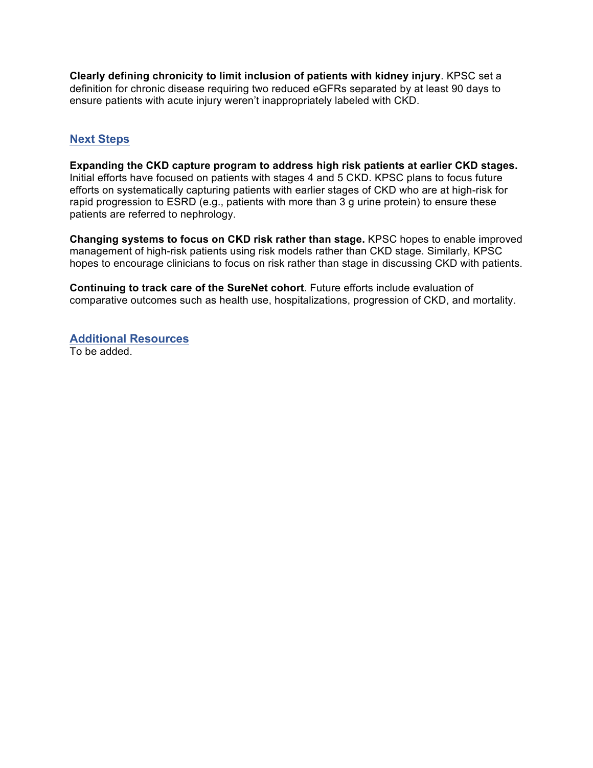**Clearly defining chronicity to limit inclusion of patients with kidney injury**. KPSC set a definition for chronic disease requiring two reduced eGFRs separated by at least 90 days to ensure patients with acute injury weren't inappropriately labeled with CKD.

## Next Steps

**Expanding the CKD capture program to address high risk patients at earlier CKD stages.** Initial efforts have focused on patients with stages 4 and 5 CKD. KPSC plans to focus future efforts on systematically capturing patients with earlier stages of CKD who are at high-risk for rapid progression to ESRD (e.g., patients with more than 3 g urine protein) to ensure these patients are referred to nephrology.

**Changing systems to focus on CKD risk rather than stage.** KPSC hopes to enable improved management of high-risk patients using risk models rather than CKD stage. Similarly, KPSC hopes to encourage clinicians to focus on risk rather than stage in discussing CKD with patients.

**Continuing to track care of the SureNet cohort**. Future efforts include evaluation of comparative outcomes such as health use, hospitalizations, progression of CKD, and mortality.

## Additional Resources

To be added.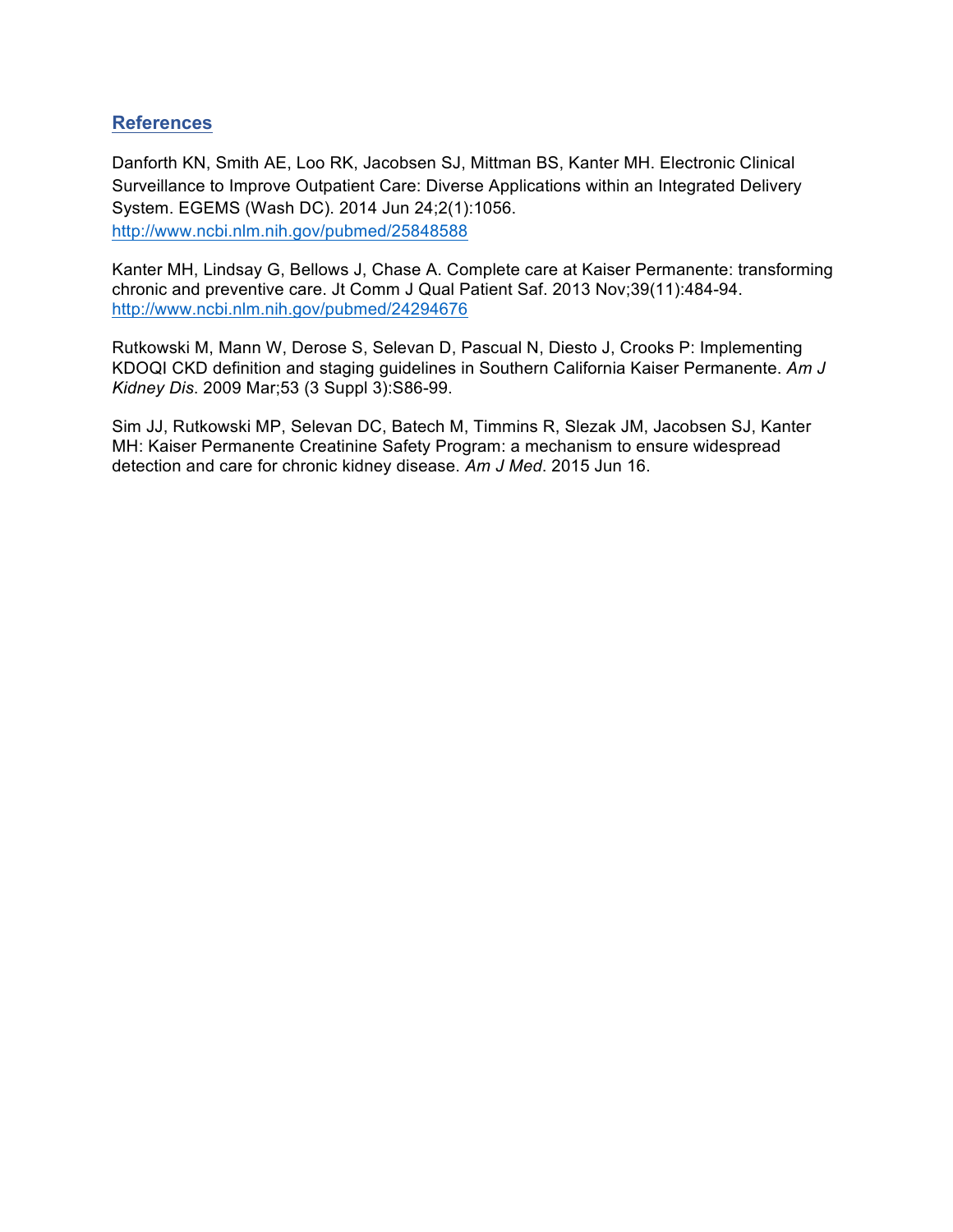## References

Danforth KN, Smith AE, Loo RK, Jacobsen SJ, Mittman BS, Kanter MH. Electronic Clinical Surveillance to Improve Outpatient Care: Diverse Applications within an Integrated Delivery System. EGEMS (Wash DC). 2014 Jun 24;2(1):1056. http://www.ncbi.nlm.nih.gov/pubmed/25848588

Kanter MH, Lindsay G, Bellows J, Chase A. Complete care at Kaiser Permanente: transforming chronic and preventive care. Jt Comm J Qual Patient Saf. 2013 Nov;39(11):484-94. http://www.ncbi.nlm.nih.gov/pubmed/24294676

Rutkowski M, Mann W, Derose S, Selevan D, Pascual N, Diesto J, Crooks P: Implementing KDOQI CKD definition and staging guidelines in Southern California Kaiser Permanente. *Am J Kidney Dis*. 2009 Mar;53 (3 Suppl 3):S86-99.

Sim JJ, Rutkowski MP, Selevan DC, Batech M, Timmins R, Slezak JM, Jacobsen SJ, Kanter MH: Kaiser Permanente Creatinine Safety Program: a mechanism to ensure widespread detection and care for chronic kidney disease. *Am J Med*. 2015 Jun 16.